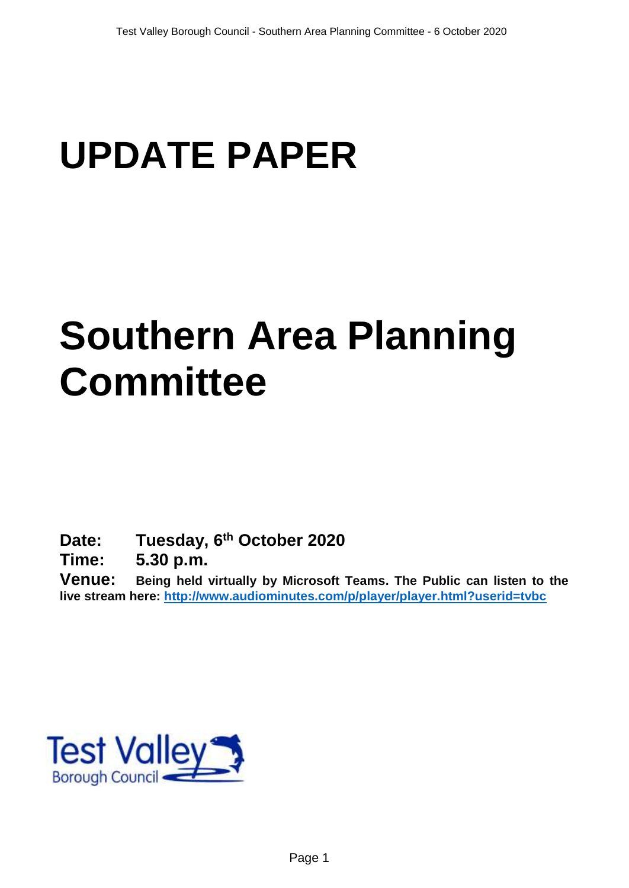# UPDATE PAPER

# Southern Area Planning Committee

**Date:** **Tuesday, 6th October 2020**

**Time:** **5.30 p.m.**

**Venue:** **Being held virtually by Microsoft Teams. The Public can listen to the live stream here: http://www.audiominutes.com/p/player/player.html?userid=tvbc**

Test Valley Borough Council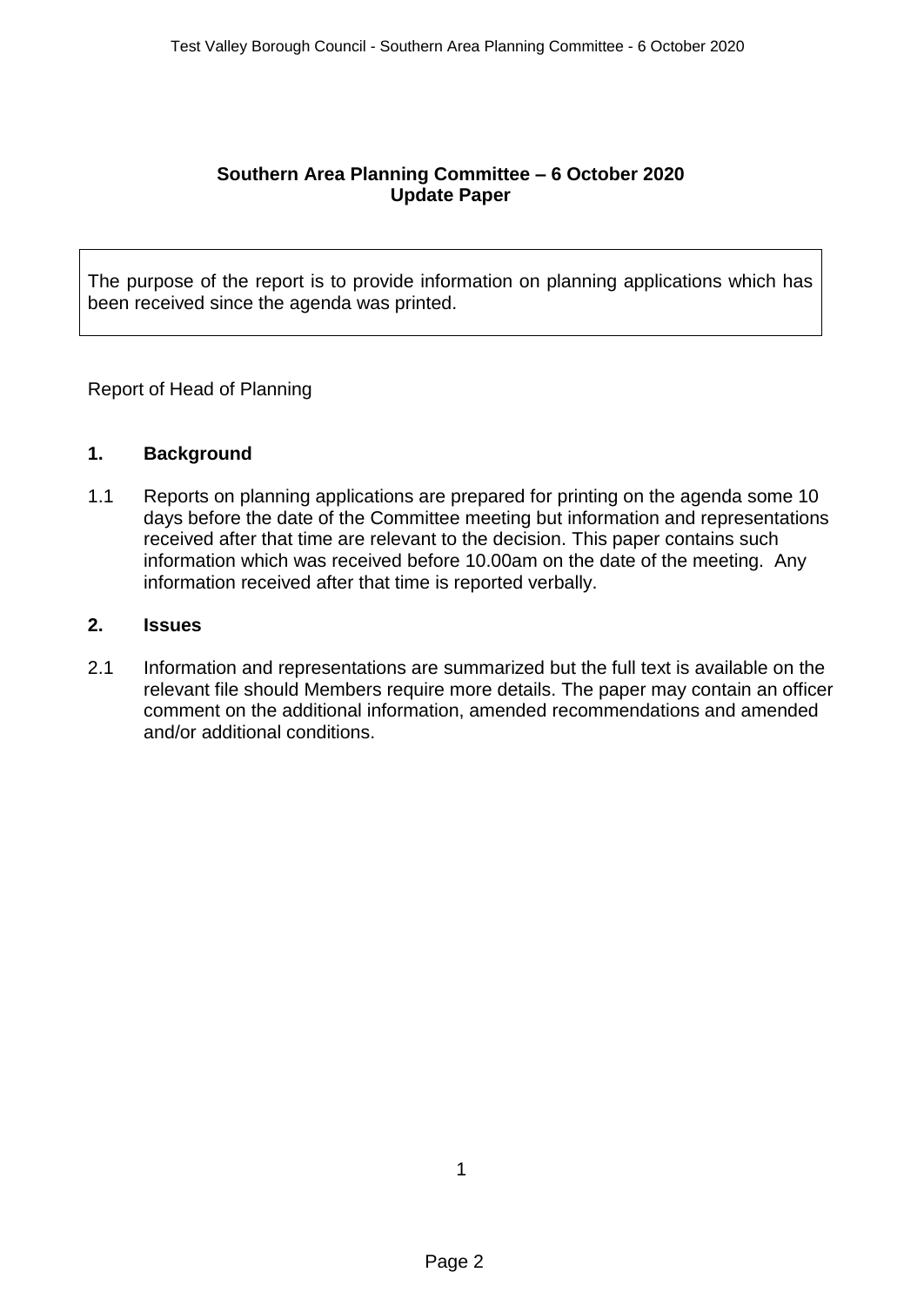**Southern Area Planning Committee – 6 October 2020**
**Update Paper**

The purpose of the report is to provide information on planning applications which has been received since the agenda was printed.

Report of Head of Planning

## 1. Background

1.1 Reports on planning applications are prepared for printing on the agenda some 10 days before the date of the Committee meeting but information and representations received after that time are relevant to the decision. This paper contains such information which was received before 10.00am on the date of the meeting. Any information received after that time is reported verbally.

## 2. Issues

2.1 Information and representations are summarized but the full text is available on the relevant file should Members require more details. The paper may contain an officer comment on the additional information, amended recommendations and amended and/or additional conditions.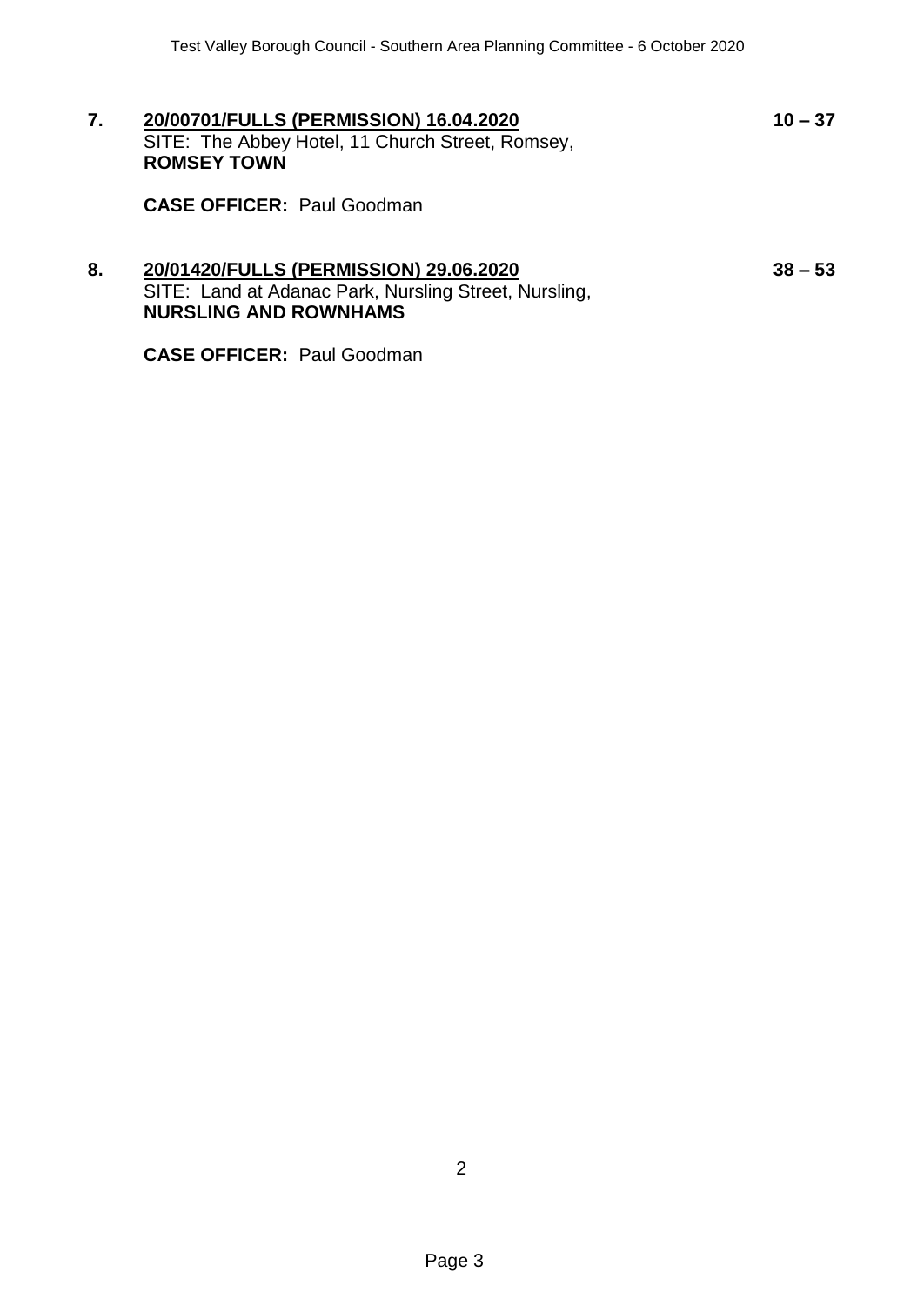**7.** **20/00701/FULLS (PERMISSION) 16.04.2020** **10 – 37**
SITE: The Abbey Hotel, 11 Church Street, Romsey,
**ROMSEY TOWN**

**CASE OFFICER:** Paul Goodman

**8.** **20/01420/FULLS (PERMISSION) 29.06.2020** **38 – 53**
SITE: Land at Adanac Park, Nursling Street, Nursling,
**NURSLING AND ROWNHAMS**

**CASE OFFICER:** Paul Goodman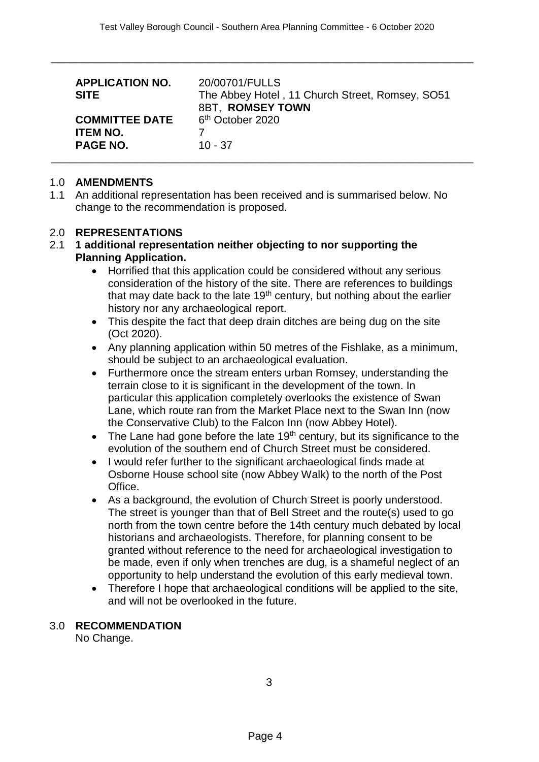| | |
|---|---|
| **APPLICATION NO.** | 20/00701/FULLS |
| **SITE** | The Abbey Hotel , 11 Church Street, Romsey, SO51 8BT, **ROMSEY TOWN** |
| **COMMITTEE DATE** | 6th October 2020 |
| **ITEM NO.** | 7 |
| **PAGE NO.** | 10 - 37 |

## 1.0 AMENDMENTS

1.1 An additional representation has been received and is summarised below. No change to the recommendation is proposed.

## 2.0 REPRESENTATIONS

2.1 **1 additional representation neither objecting to nor supporting the Planning Application.**

- Horrified that this application could be considered without any serious consideration of the history of the site. There are references to buildings that may date back to the late 19th century, but nothing about the earlier history nor any archaeological report.
- This despite the fact that deep drain ditches are being dug on the site (Oct 2020).
- Any planning application within 50 metres of the Fishlake, as a minimum, should be subject to an archaeological evaluation.
- Furthermore once the stream enters urban Romsey, understanding the terrain close to it is significant in the development of the town. In particular this application completely overlooks the existence of Swan Lane, which route ran from the Market Place next to the Swan Inn (now the Conservative Club) to the Falcon Inn (now Abbey Hotel).
- The Lane had gone before the late 19th century, but its significance to the evolution of the southern end of Church Street must be considered.
- I would refer further to the significant archaeological finds made at Osborne House school site (now Abbey Walk) to the north of the Post Office.
- As a background, the evolution of Church Street is poorly understood. The street is younger than that of Bell Street and the route(s) used to go north from the town centre before the 14th century much debated by local historians and archaeologists. Therefore, for planning consent to be granted without reference to the need for archaeological investigation to be made, even if only when trenches are dug, is a shameful neglect of an opportunity to help understand the evolution of this early medieval town.
- Therefore I hope that archaeological conditions will be applied to the site, and will not be overlooked in the future.

## 3.0 RECOMMENDATION

No Change.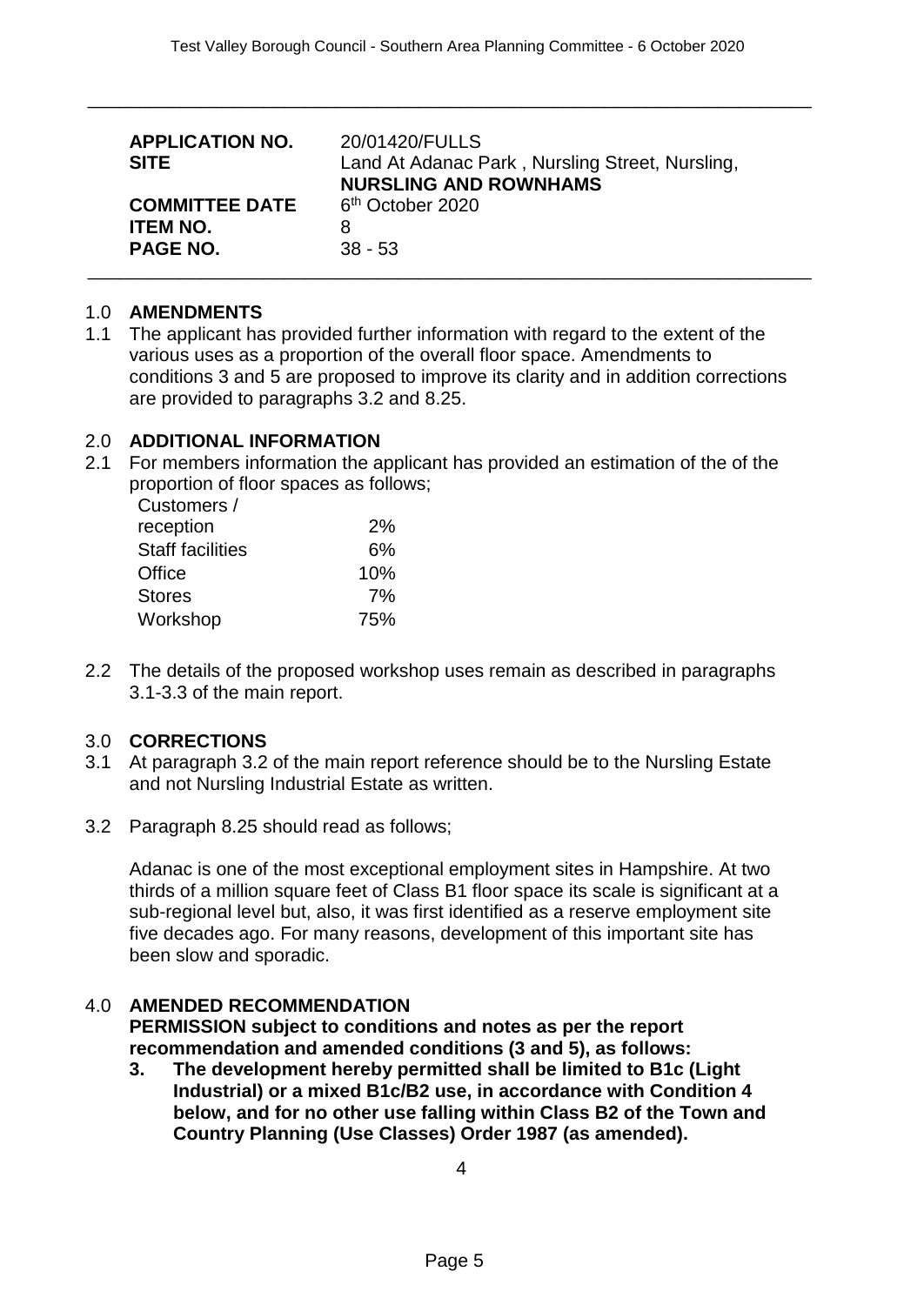| | |
|---|---|
| **APPLICATION NO.** | 20/01420/FULLS |
| **SITE** | Land At Adanac Park , Nursling Street, Nursling, **NURSLING AND ROWNHAMS** |
| **COMMITTEE DATE** | 6th October 2020 |
| **ITEM NO.** | 8 |
| **PAGE NO.** | 38 - 53 |

## 1.0 AMENDMENTS

1.1 The applicant has provided further information with regard to the extent of the various uses as a proportion of the overall floor space. Amendments to conditions 3 and 5 are proposed to improve its clarity and in addition corrections are provided to paragraphs 3.2 and 8.25.

## 2.0 ADDITIONAL INFORMATION

2.1 For members information the applicant has provided an estimation of the of the proportion of floor spaces as follows;

| | |
|---|---|
| Customers / reception | 2% |
| Staff facilities | 6% |
| Office | 10% |
| Stores | 7% |
| Workshop | 75% |

2.2 The details of the proposed workshop uses remain as described in paragraphs 3.1-3.3 of the main report.

## 3.0 CORRECTIONS

3.1 At paragraph 3.2 of the main report reference should be to the Nursling Estate and not Nursling Industrial Estate as written.

3.2 Paragraph 8.25 should read as follows;

Adanac is one of the most exceptional employment sites in Hampshire. At two thirds of a million square feet of Class B1 floor space its scale is significant at a sub-regional level but, also, it was first identified as a reserve employment site five decades ago. For many reasons, development of this important site has been slow and sporadic.

## 4.0 AMENDED RECOMMENDATION

**PERMISSION subject to conditions and notes as per the report recommendation and amended conditions (3 and 5), as follows:**

**3. The development hereby permitted shall be limited to B1c (Light Industrial) or a mixed B1c/B2 use, in accordance with Condition 4 below, and for no other use falling within Class B2 of the Town and Country Planning (Use Classes) Order 1987 (as amended).**

4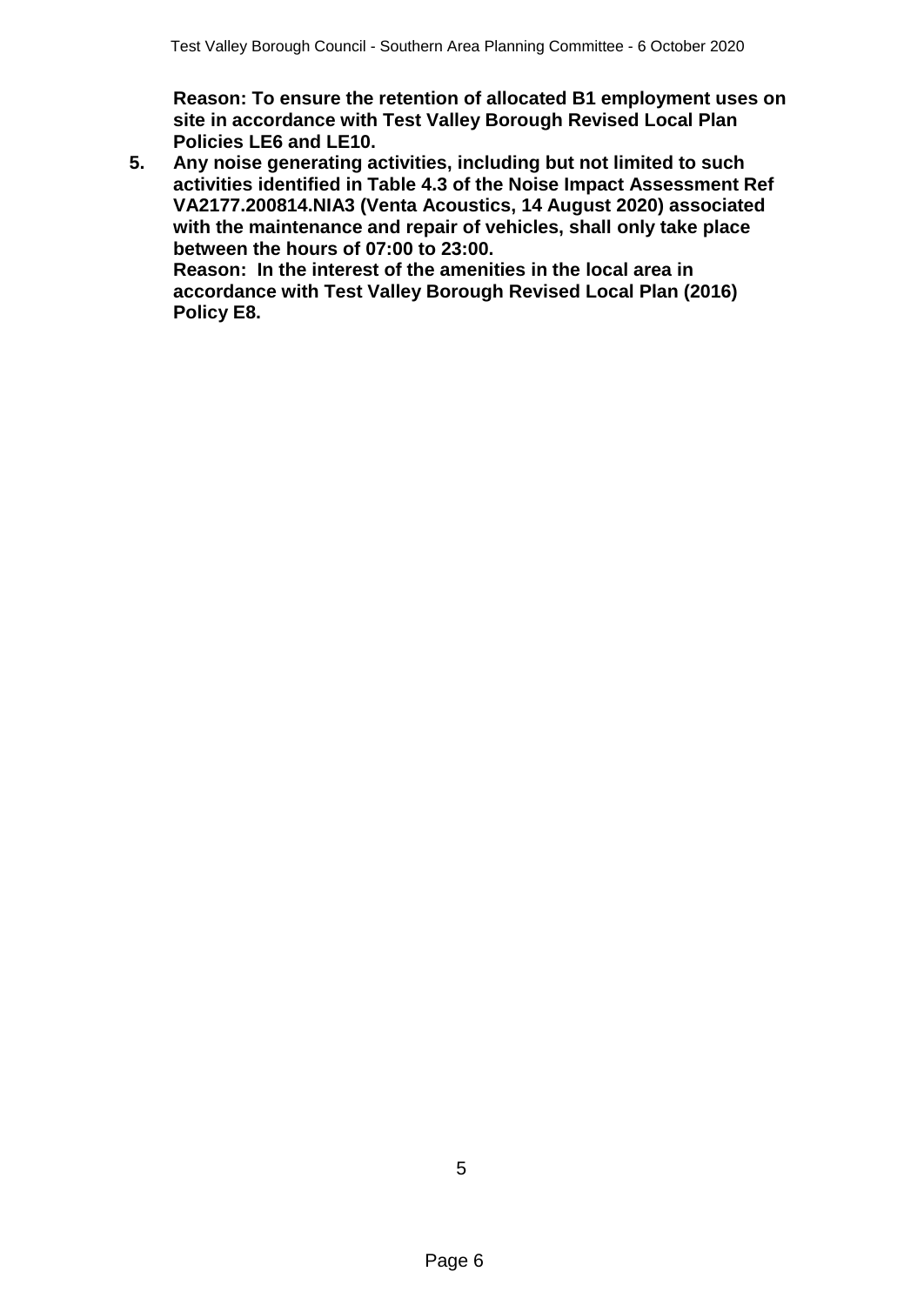**Reason: To ensure the retention of allocated B1 employment uses on site in accordance with Test Valley Borough Revised Local Plan Policies LE6 and LE10.**

5. **Any noise generating activities, including but not limited to such activities identified in Table 4.3 of the Noise Impact Assessment Ref VA2177.200814.NIA3 (Venta Acoustics, 14 August 2020) associated with the maintenance and repair of vehicles, shall only take place between the hours of 07:00 to 23:00.**
   **Reason: In the interest of the amenities in the local area in accordance with Test Valley Borough Revised Local Plan (2016) Policy E8.**